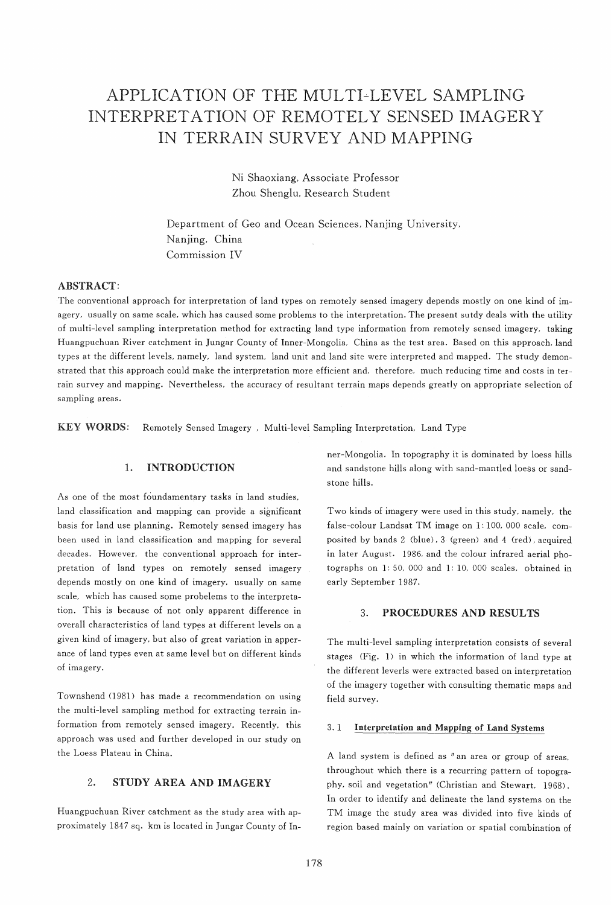# APPLICATION OF THE MULTI-LEVEL SAMPLING INTERPRETATION OF REMOTELY SENSED IMAGERY IN TERRAIN SURVEY AND MAPPING

Ni Shaoxiang, Associate Professor
Zhou Shenglu, Research Student

Department of Geo and Ocean Sciences, Nanjing University, Nanjing, China
Commission IV

**ABSTRACT:**
The conventional approach for interpretation of land types on remotely sensed imagery depends mostly on one kind of imagery, usually on same scale, which has caused some problems to the interpretation. The present sutdy deals with the utility of multi-level sampling interpretation method for extracting land type information from remotely sensed imagery, taking Huangpuchuan River catchment in Jungar County of Inner-Mongolia, China as the test area. Based on this approach, land types at the different levels, namely, land system, land unit and land site were interpreted and mapped. The study demonstrated that this approach could make the interpretation more efficient and, therefore, much reducing time and costs in terrain survey and mapping. Nevertheless, the accuracy of resultant terrain maps depends greatly on appropriate selection of sampling areas.

**KEY WORDS:** Remotely Sensed Imagery , Multi-level Sampling Interpretation, Land Type

## 1. INTRODUCTION

As one of the most foundamentary tasks in land studies, land classification and mapping can provide a significant basis for land use planning. Remotely sensed imagery has been used in land classification and mapping for several decades. However, the conventional approach for interpretation of land types on remotely sensed imagery depends mostly on one kind of imagery, usually on same scale, which has caused some probelems to the interpretation. This is because of not only apparent difference in overall characteristics of land types at different levels on a given kind of imagery, but also of great variation in apperance of land types even at same level but on different kinds of imagery.

Townshend (1981) has made a recommendation on using the multi-level sampling method for extracting terrain information from remotely sensed imagery. Recently, this approach was used and further developed in our study on the Loess Plateau in China.

## 2. STUDY AREA AND IMAGERY

Huangpuchuan River catchment as the study area with approximately 1847 sq. km is located in Jungar County of Inner-Mongolia. In topography it is dominated by loess hills and sandstone hills along with sand-mantled loess or sandstone hills.

Two kinds of imagery were used in this study, namely, the false-colour Landsat TM image on 1: 100, 000 scale, composited by bands 2 (blue), 3 (green) and 4 (red), acquired in later August, 1986, and the colour infrared aerial photographs on 1: 50, 000 and 1: 10, 000 scales, obtained in early September 1987.

## 3. PROCEDURES AND RESULTS

The multi-level sampling interpretation consists of several stages (Fig. 1) in which the information of land type at the different leverls were extracted based on interpretation of the imagery together with consulting thematic maps and field survey.

### 3.1 Interpretation and Mapping of Land Systems

A land system is defined as "an area or group of areas, throughout which there is a recurring pattern of topography, soil and vegetation" (Christian and Stewart, 1968). In order to identify and delineate the land systems on the TM image the study area was divided into five kinds of region based mainly on variation or spatial combination of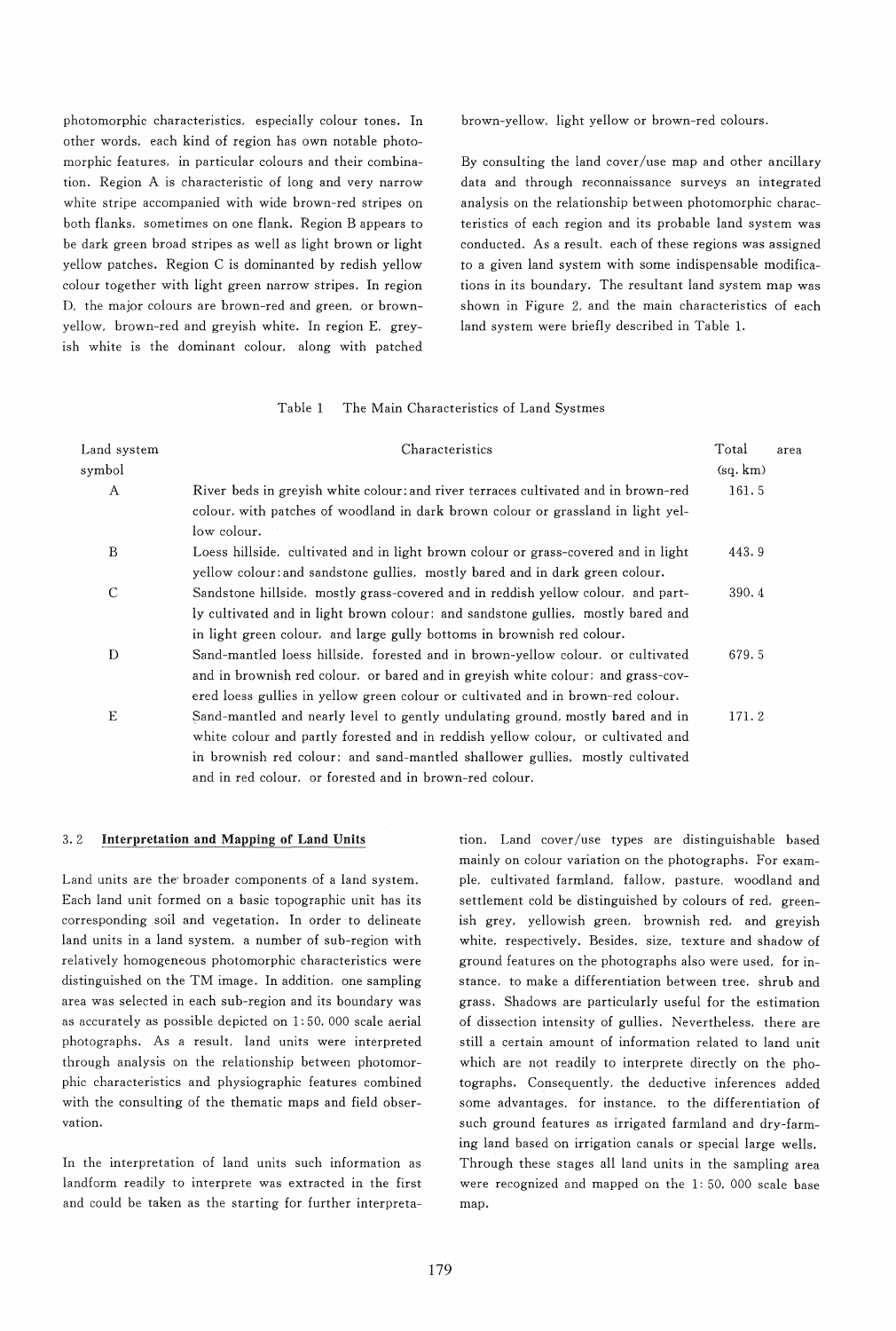photomorphic characteristics, especially colour tones. In other words, each kind of region has own notable photomorphic features, in particular colours and their combination. Region A is characteristic of long and very narrow white stripe accompanied with wide brown-red stripes on both flanks, sometimes on one flank. Region B appears to be dark green broad stripes as well as light brown or light yellow patches. Region C is dominanted by redish yellow colour together with light green narrow stripes. In region D, the major colours are brown-red and green, or brown-yellow, brown-red and greyish white. In region E, greyish white is the dominant colour, along with patched brown-yellow, light yellow or brown-red colours.

By consulting the land cover/use map and other ancillary data and through reconnaissance surveys an integrated analysis on the relationship between photomorphic characteristics of each region and its probable land system was conducted. As a result, each of these regions was assigned to a given land system with some indispensable modifications in its boundary. The resultant land system map was shown in Figure 2, and the main characteristics of each land system were briefly described in Table 1.

Table 1 The Main Characteristics of Land Systmes

| Land system symbol | Characteristics | Total area (sq. km) |
|---|---|---|
| A | River beds in greyish white colour; and river terraces cultivated and in brown-red colour, with patches of woodland in dark brown colour or grassland in light yellow colour. | 161.5 |
| B | Loess hillside, cultivated and in light brown colour or grass-covered and in light yellow colour; and sandstone gullies, mostly bared and in dark green colour. | 443.9 |
| C | Sandstone hillside, mostly grass-covered and in reddish yellow colour, and partly cultivated and in light brown colour; and sandstone gullies, mostly bared and in light green colour, and large gully bottoms in brownish red colour. | 390.4 |
| D | Sand-mantled loess hillside, forested and in brown-yellow colour, or cultivated and in brownish red colour, or bared and in greyish white colour; and grass-covered loess gullies in yellow green colour or cultivated and in brown-red colour. | 679.5 |
| E | Sand-mantled and nearly level to gently undulating ground, mostly bared and in white colour and partly forested and in reddish yellow colour, or cultivated and in brownish red colour; and sand-mantled shallower gullies, mostly cultivated and in red colour, or forested and in brown-red colour. | 171.2 |

### 3.2 Interpretation and Mapping of Land Units

Land units are the broader components of a land system. Each land unit formed on a basic topographic unit has its corresponding soil and vegetation. In order to delineate land units in a land system, a number of sub-region with relatively homogeneous photomorphic characteristics were distinguished on the TM image. In addition, one sampling area was selected in each sub-region and its boundary was as accurately as possible depicted on 1:50,000 scale aerial photographs. As a result, land units were interpreted through analysis on the relationship between photomorphic characteristics and physiographic features combined with the consulting of the thematic maps and field observation.

In the interpretation of land units such information as landform readily to interprete was extracted in the first and could be taken as the starting for further interpretation. Land cover/use types are distinguishable based mainly on colour variation on the photographs. For example, cultivated farmland, fallow, pasture, woodland and settlement cold be distinguished by colours of red, greenish grey, yellowish green, brownish red, and greyish white, respectively. Besides, size, texture and shadow of ground features on the photographs also were used, for instance, to make a differentiation between tree, shrub and grass. Shadows are particularly useful for the estimation of dissection intensity of gullies. Nevertheless, there are still a certain amount of information related to land unit which are not readily to interprete directly on the photographs. Consequently, the deductive inferences added some advantages, for instance, to the differentiation of such ground features as irrigated farmland and dry-farming land based on irrigation canals or special large wells. Through these stages all land units in the sampling area were recognized and mapped on the 1:50,000 scale base map.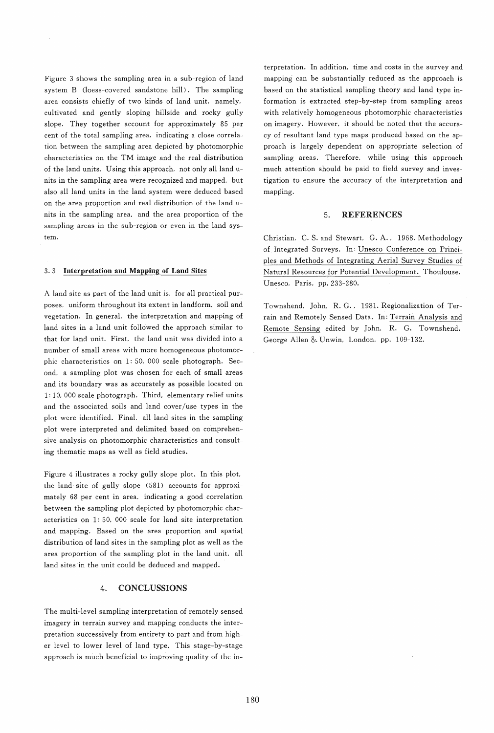Figure 3 shows the sampling area in a sub-region of land system B (loess-covered sandstone hill). The sampling area consists chiefly of two kinds of land unit, namely, cultivated and gently sloping hillside and rocky gully slope. They together account for approximately 85 per cent of the total sampling area, indicating a close correlation between the sampling area depicted by photomorphic characteristics on the TM image and the real distribution of the land units. Using this approach, not only all land units in the sampling area were recognized and mapped, but also all land units in the land system were deduced based on the area proportion and real distribution of the land units in the sampling area, and the area proportion of the sampling areas in the sub-region or even in the land system.

### 3.3 Interpretation and Mapping of Land Sites

A land site as part of the land unit is, for all practical purposes, uniform throughout its extent in landform, soil and vegetation. In general, the interpretation and mapping of land sites in a land unit followed the approach similar to that for land unit. First, the land unit was divided into a number of small areas with more homogeneous photomorphic characteristics on 1: 50, 000 scale photograph. Second, a sampling plot was chosen for each of small areas and its boundary was as accurately as possible located on 1: 10, 000 scale photograph. Third, elementary relief units and the associated soils and land cover/use types in the plot were identified. Final, all land sites in the sampling plot were interpreted and delimited based on comprehensive analysis on photomorphic characteristics and consulting thematic maps as well as field studies.

Figure 4 illustrates a rocky gully slope plot. In this plot, the land site of gully slope (581) accounts for approximately 68 per cent in area, indicating a good correlation between the sampling plot depicted by photomorphic characteristics on 1: 50, 000 scale for land site interpretation and mapping. Based on the area proportion and spatial distribution of land sites in the sampling plot as well as the area proportion of the sampling plot in the land unit, all land sites in the unit could be deduced and mapped.

## 4. CONCLUSSIONS

The multi-level sampling interpretation of remotely sensed imagery in terrain survey and mapping conducts the interpretation successively from entirety to part and from higher level to lower level of land type. This stage-by-stage approach is much beneficial to improving quality of the interpretation. In addition, time and costs in the survey and mapping can be substantially reduced as the approach is based on the statistical sampling theory and land type information is extracted step-by-step from sampling areas with relatively homogeneous photomorphic characteristics on imagery. However, it should be noted that the accuracy of resultant land type maps produced based on the approach is largely dependent on appropriate selection of sampling areas. Therefore, while using this approach much attention should be paid to field survey and investigation to ensure the accuracy of the interpretation and mapping.

## 5. REFERENCES

Christian, C. S. and Stewart, G. A., 1968. Methodology of Integrated Surveys. In: Unesco Conference on Principles and Methods of Integrating Aerial Survey Studies of Natural Resources for Potential Development. Thoulouse, Unesco, Paris, pp. 233-280.

Townshend, John, R. G., 1981. Regionalization of Terrain and Remotely Sensed Data. In: Terrain Analysis and Remote Sensing edited by John, R. G. Townshend. George Allen & Unwin, London, pp. 109-132.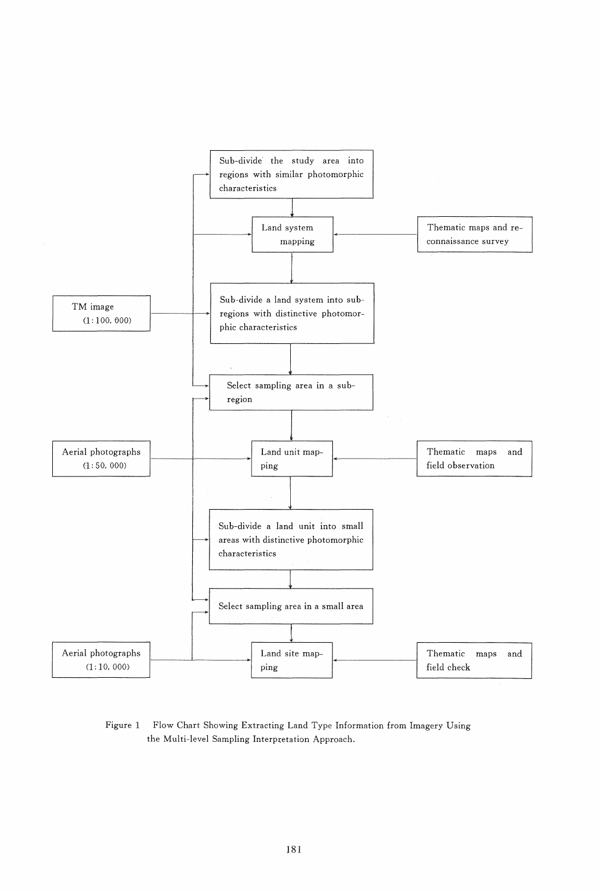Sub-divide the study area into regions with similar photomorphic characteristics

Land system mapping

Thematic maps and reconnaissance survey

TM image (1:100,000)

Sub-divide a land system into sub-regions with distinctive photomorphic characteristics

Select sampling area in a sub-region

Aerial photographs (1:50,000)

Land unit mapping

Thematic maps and field observation

Sub-divide a land unit into small areas with distinctive photomorphic characteristics

Select sampling area in a small area

Aerial photographs (1:10,000)

Land site mapping

Thematic maps and field check

Figure 1 Flow Chart Showing Extracting Land Type Information from Imagery Using the Multi-level Sampling Interpretation Approach.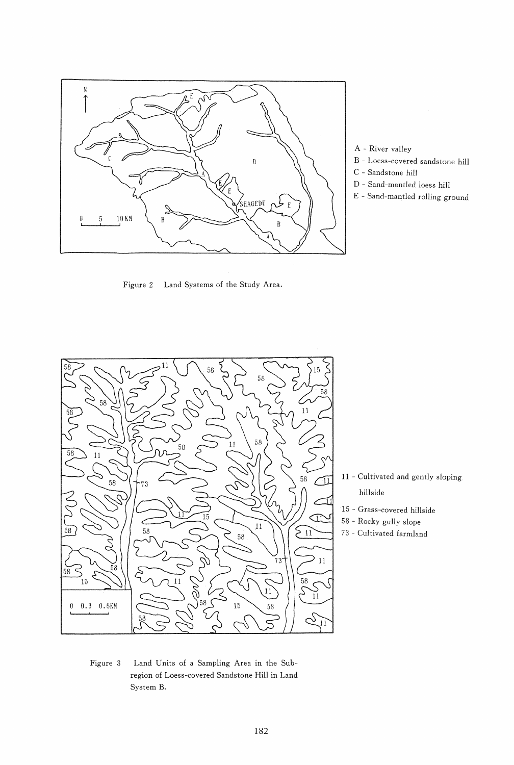A - River valley

B - Loess-covered sandstone hill

C - Sandstone hill

D - Sand-mantled loess hill

E - Sand-mantled rolling ground

Figure 2 Land Systems of the Study Area.

11 - Cultivated and gently sloping hillside

15 - Grass-covered hillside

58 - Rocky gully slope

73 - Cultivated farmland

Figure 3 Land Units of a Sampling Area in the Subregion of Loess-covered Sandstone Hill in Land System B.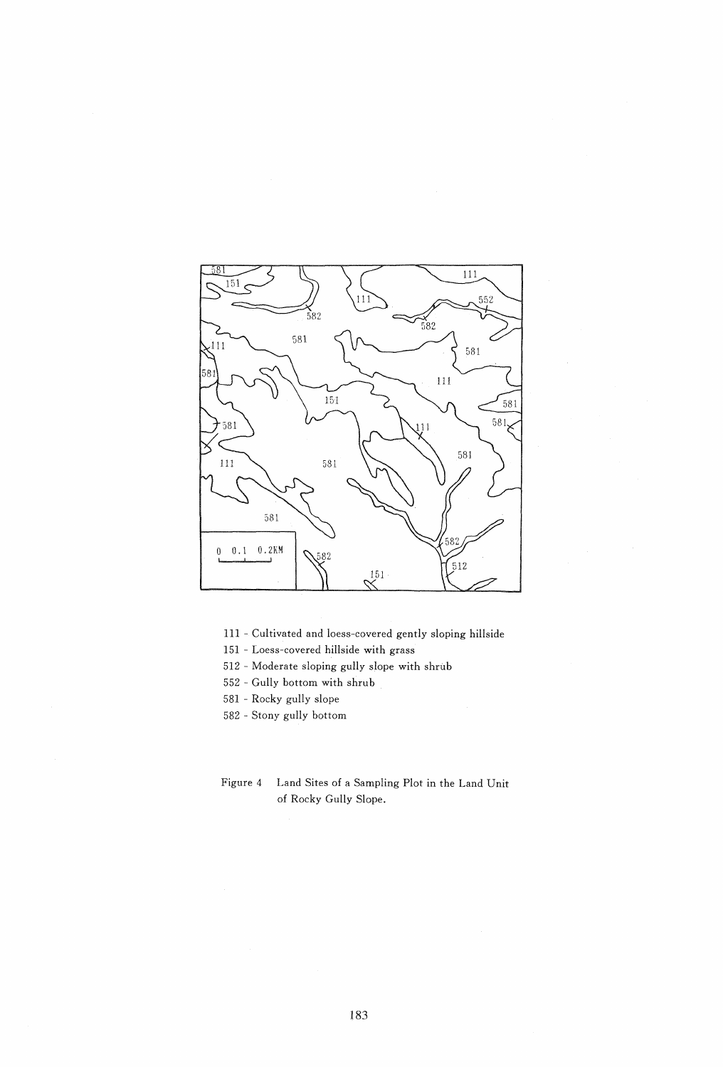581

151

111

111

552

582

582

581

111

581

581

111

151

581

581

581

111

111

581

581

581

0 0.1 0.2KM

582

582

512

151

111 - Cultivated and loess-covered gently sloping hillside

151 - Loess-covered hillside with grass

512 - Moderate sloping gully slope with shrub

552 - Gully bottom with shrub

581 - Rocky gully slope

582 - Stony gully bottom

Figure 4 Land Sites of a Sampling Plot in the Land Unit of Rocky Gully Slope.